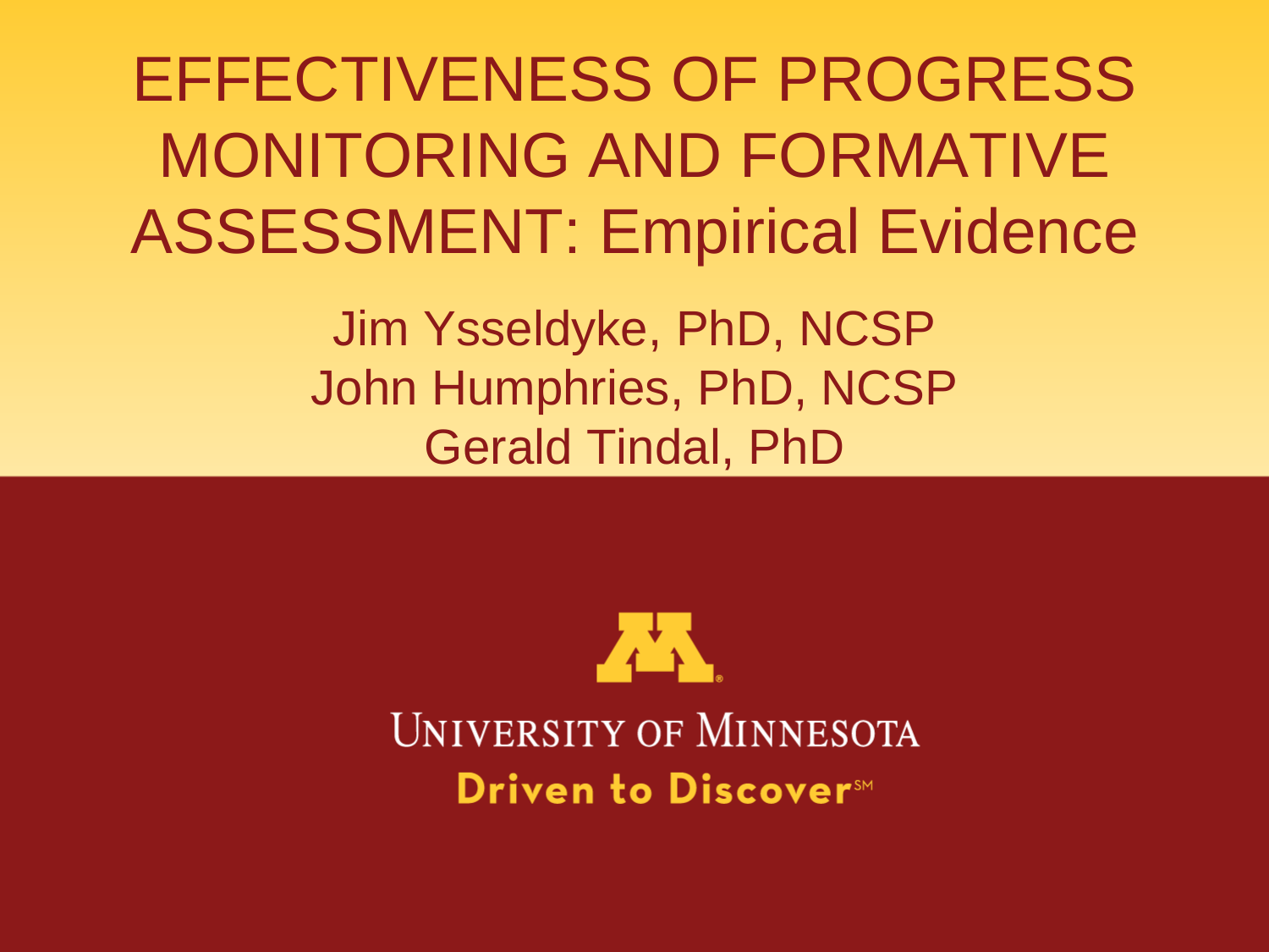# EFFECTIVENESS OF PROGRESS MONITORING AND FORMATIVE ASSESSMENT: Empirical Evidence

Jim Ysseldyke, PhD, NCSP
John Humphries, PhD, NCSP
Gerald Tindal, PhD

UNIVERSITY OF MINNESOTA
Driven to Discover℠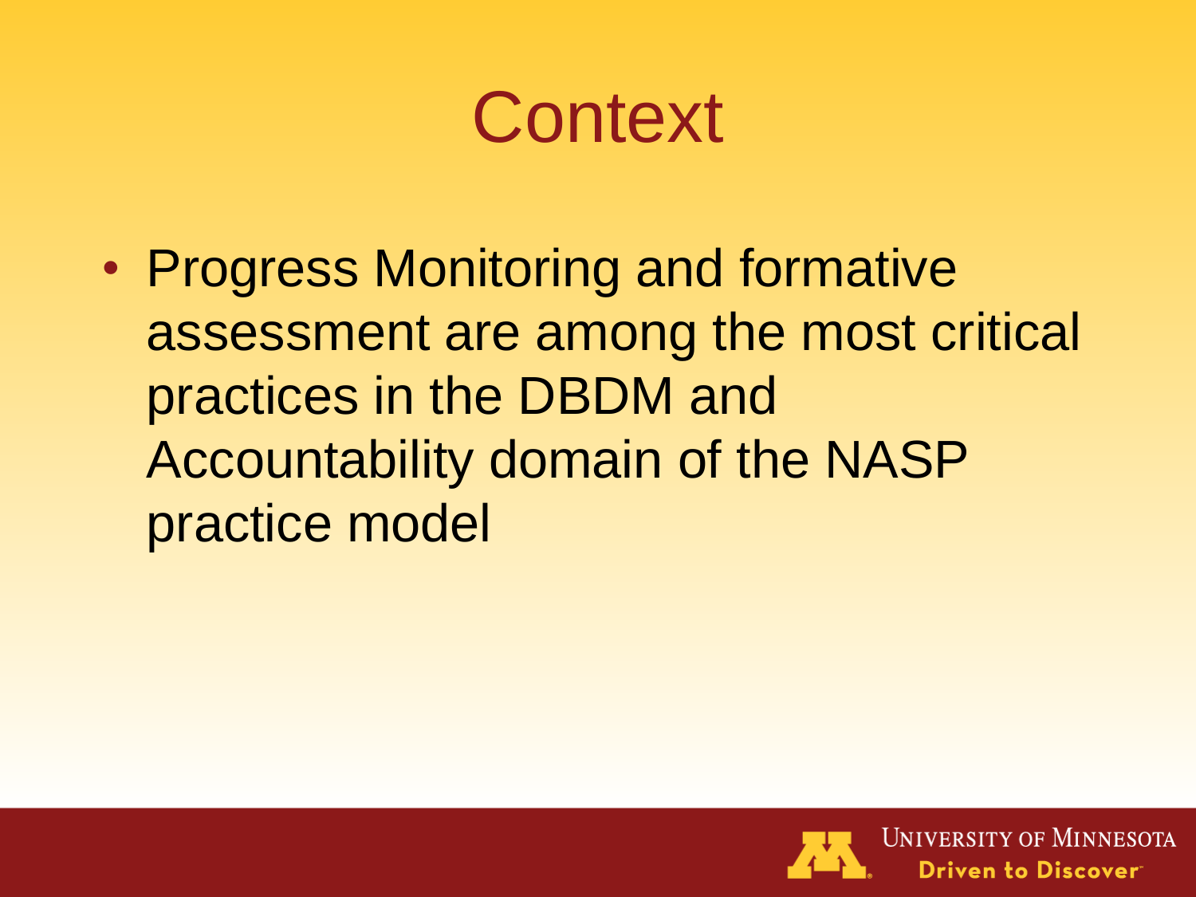# Context

- Progress Monitoring and formative assessment are among the most critical practices in the DBDM and Accountability domain of the NASP practice model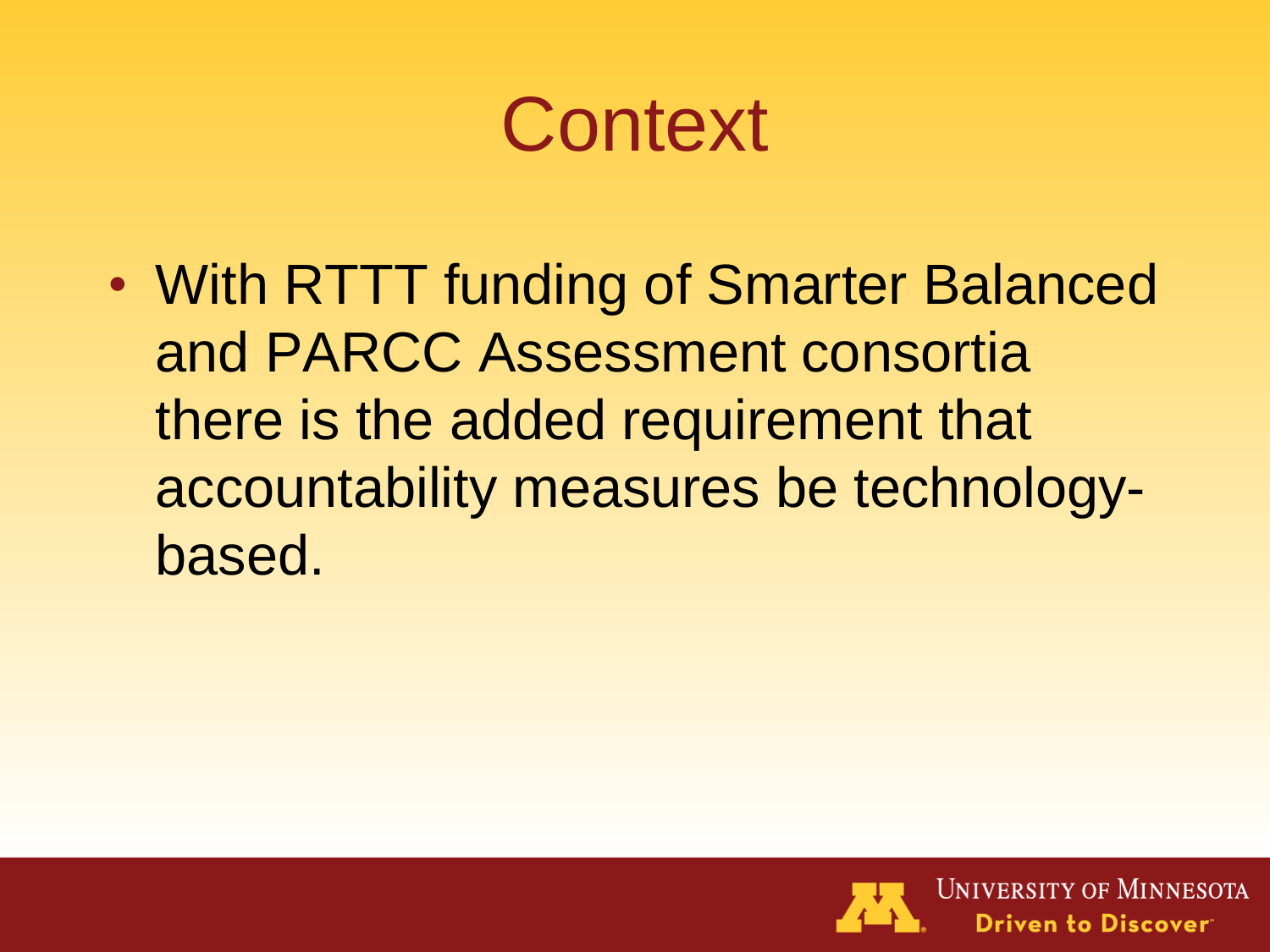# Context

- With RTTT funding of Smarter Balanced and PARCC Assessment consortia there is the added requirement that accountability measures be technology-based.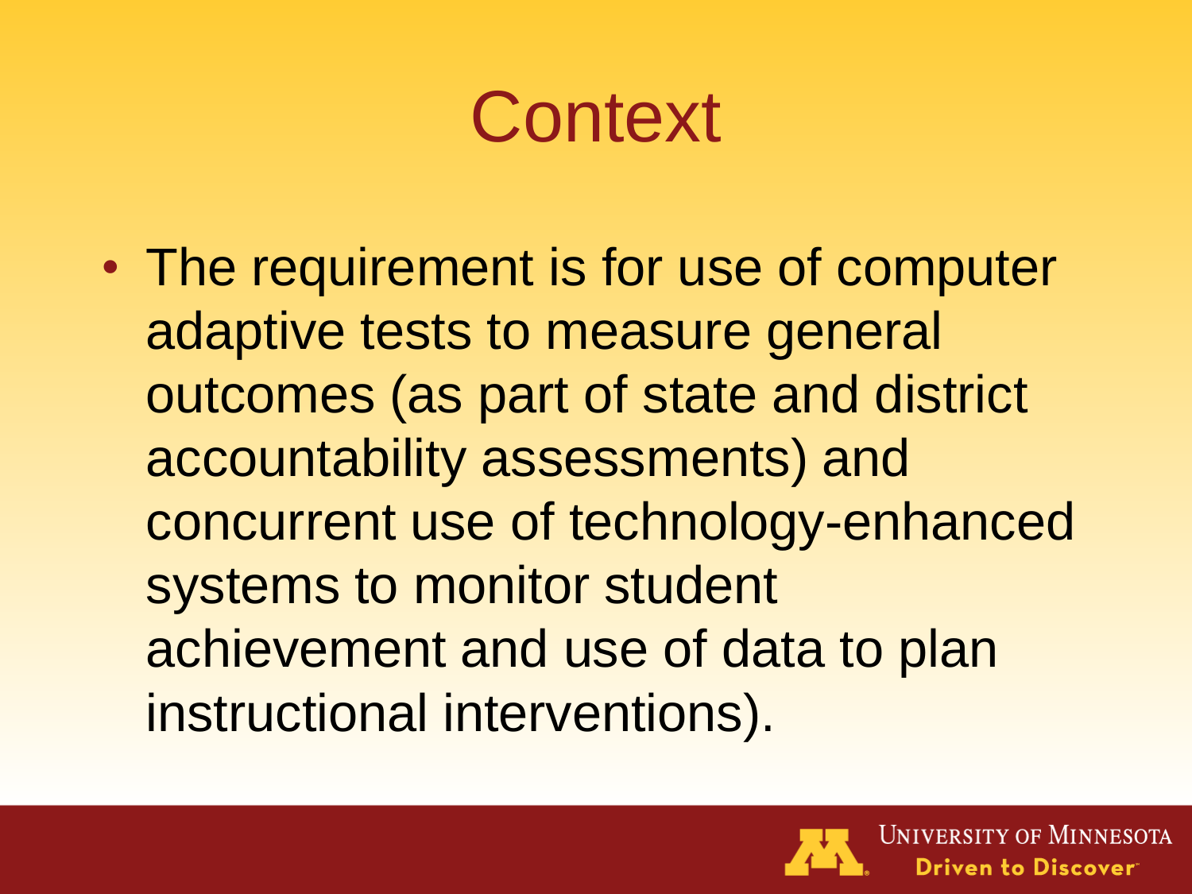# Context

- The requirement is for use of computer adaptive tests to measure general outcomes (as part of state and district accountability assessments) and concurrent use of technology-enhanced systems to monitor student achievement and use of data to plan instructional interventions).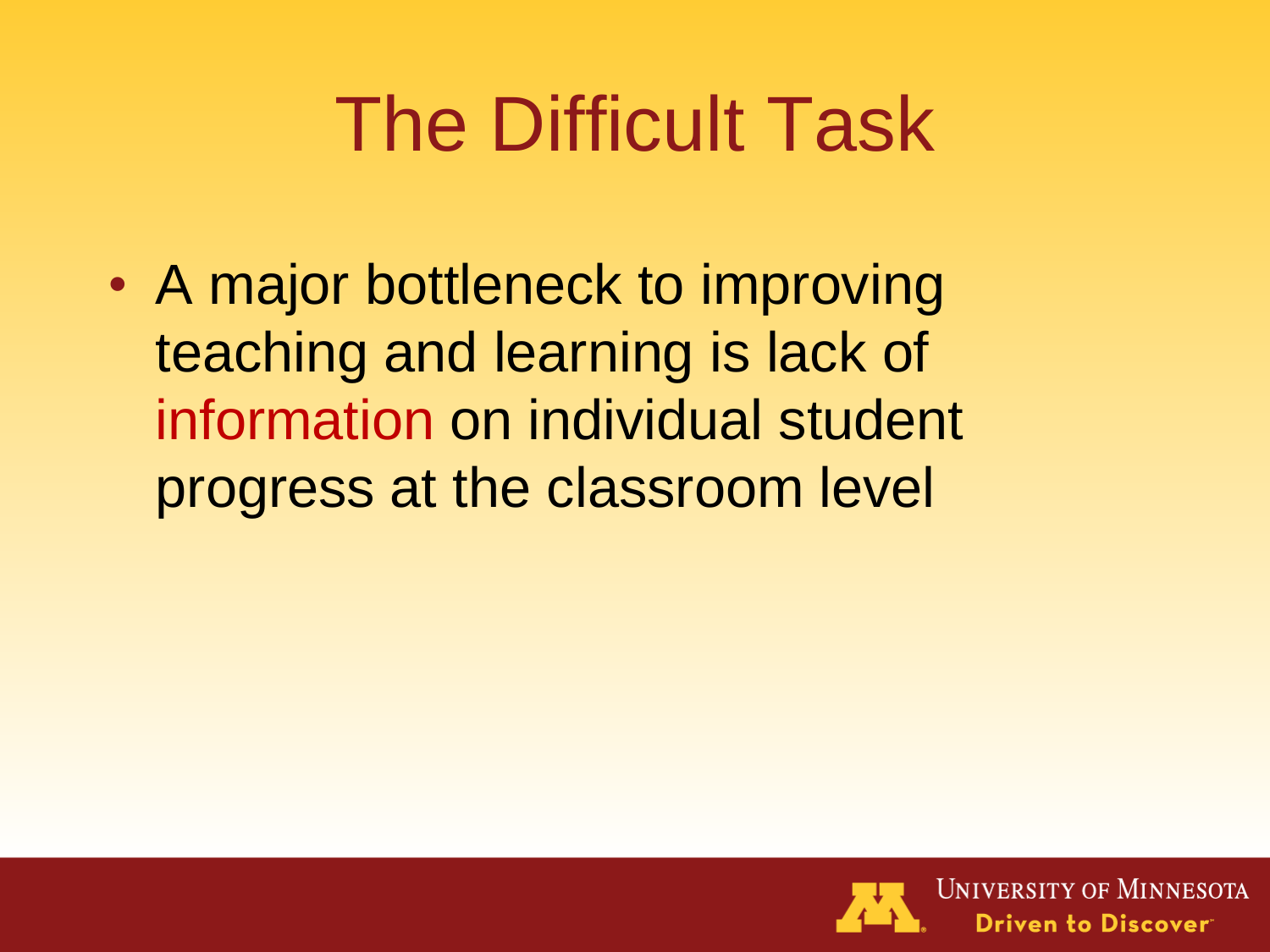# The Difficult Task

- A major bottleneck to improving teaching and learning is lack of information on individual student progress at the classroom level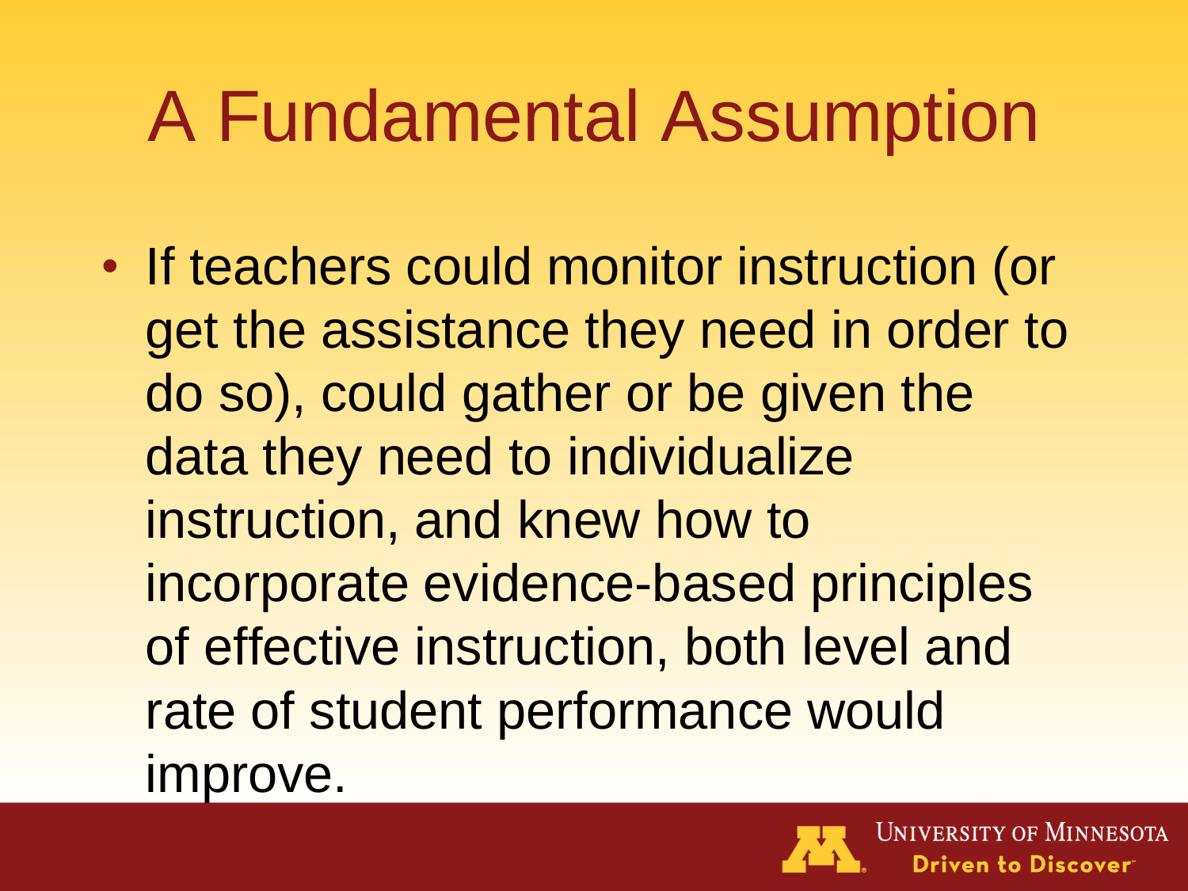# A Fundamental Assumption

- If teachers could monitor instruction (or get the assistance they need in order to do so), could gather or be given the data they need to individualize instruction, and knew how to incorporate evidence-based principles of effective instruction, both level and rate of student performance would improve.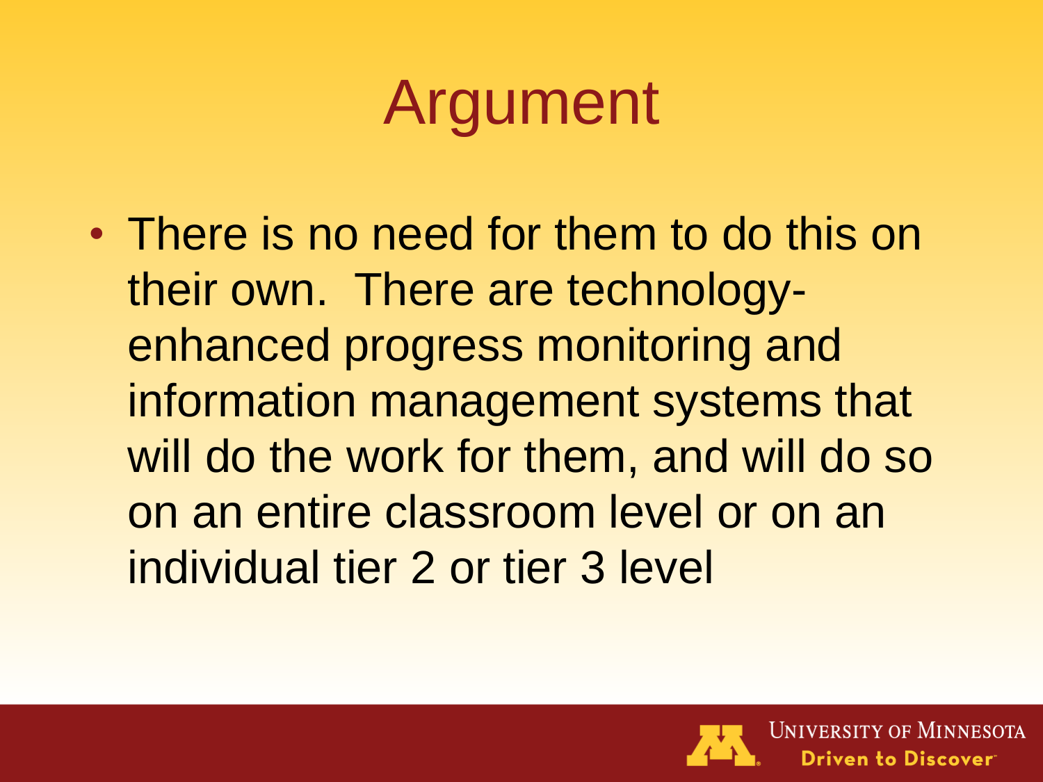# Argument

- There is no need for them to do this on their own. There are technology-enhanced progress monitoring and information management systems that will do the work for them, and will do so on an entire classroom level or on an individual tier 2 or tier 3 level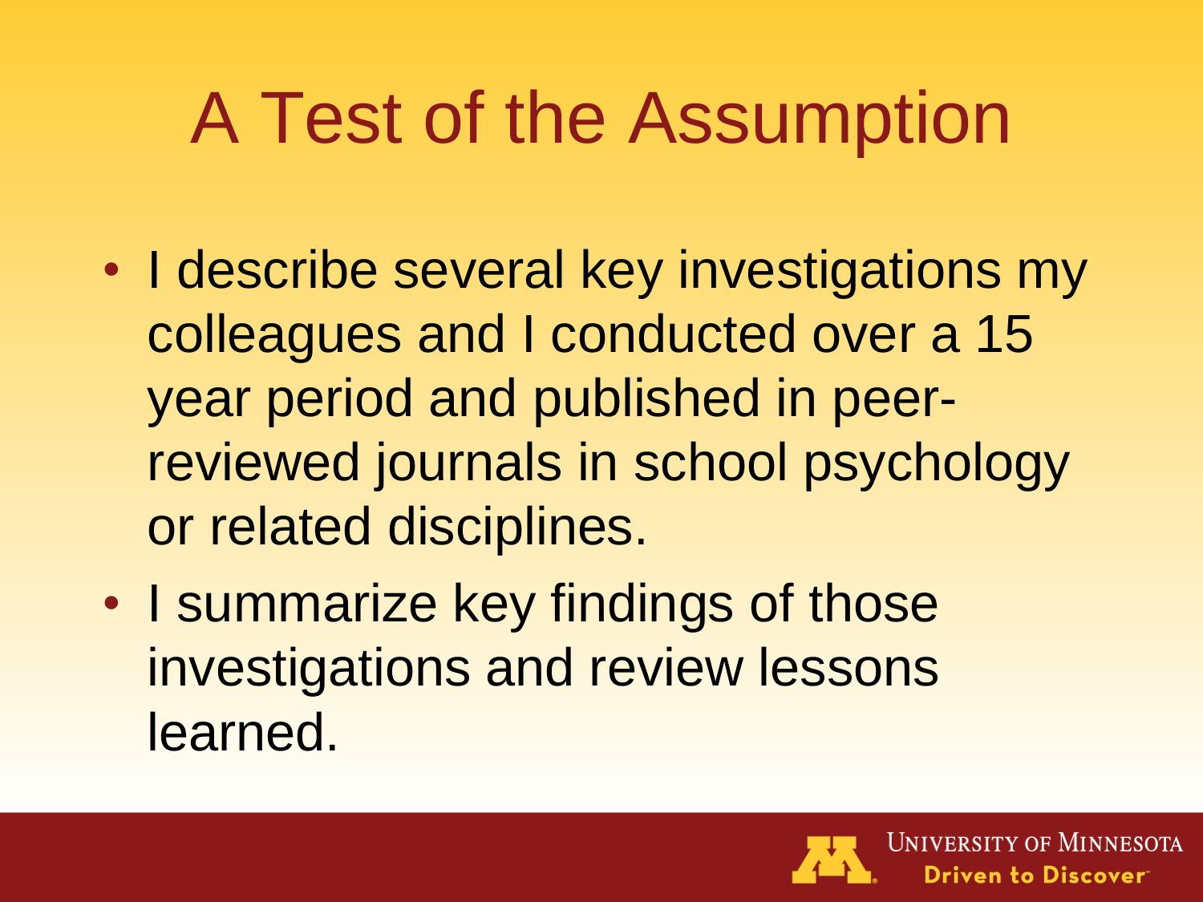# A Test of the Assumption

- I describe several key investigations my colleagues and I conducted over a 15 year period and published in peer-reviewed journals in school psychology or related disciplines.
- I summarize key findings of those investigations and review lessons learned.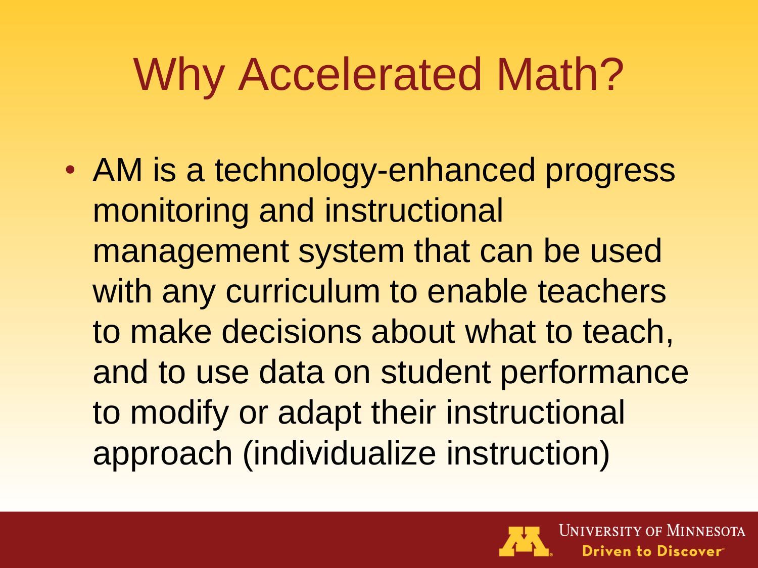# Why Accelerated Math?

- AM is a technology-enhanced progress monitoring and instructional management system that can be used with any curriculum to enable teachers to make decisions about what to teach, and to use data on student performance to modify or adapt their instructional approach (individualize instruction)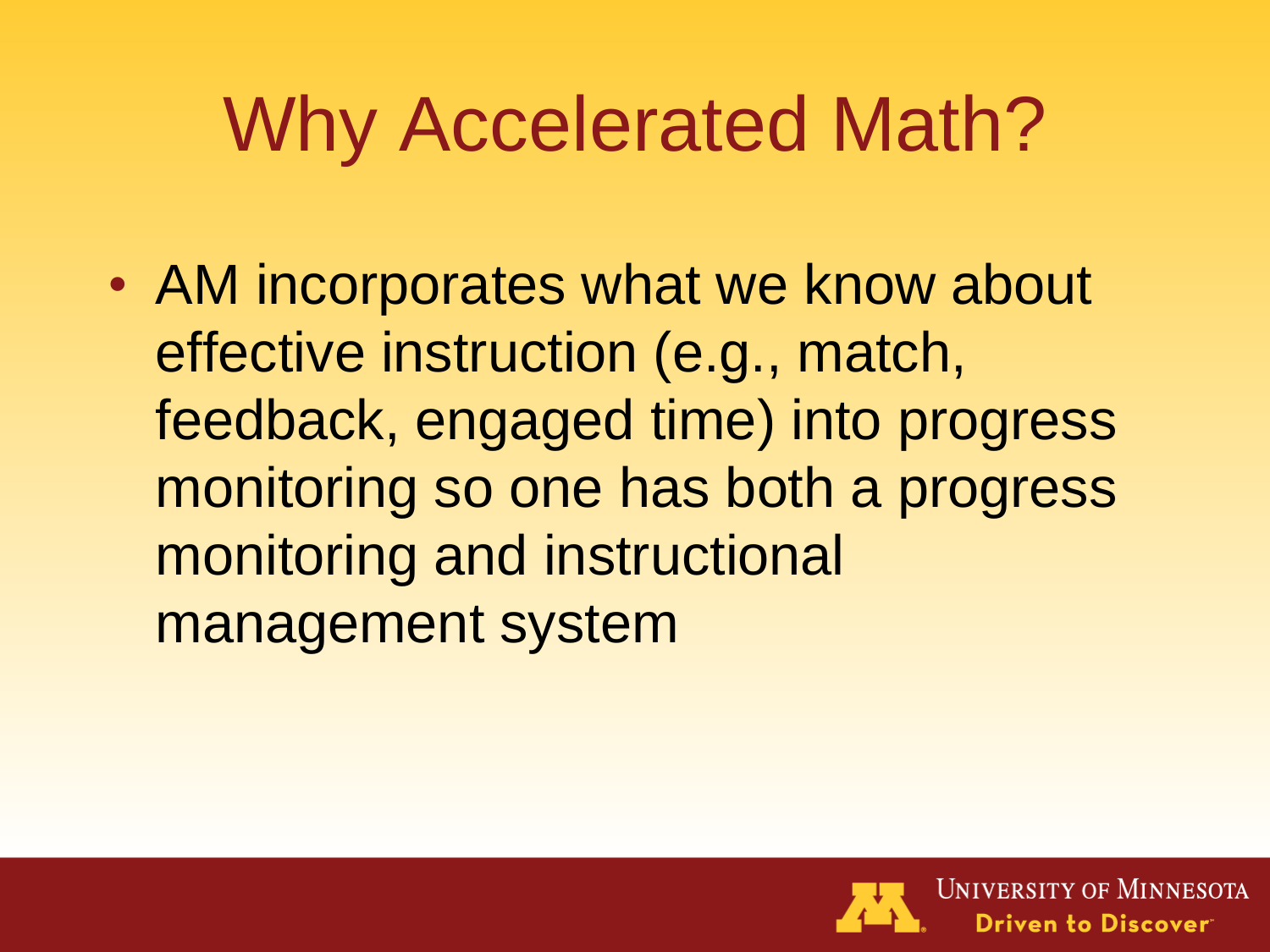# Why Accelerated Math?

- AM incorporates what we know about effective instruction (e.g., match, feedback, engaged time) into progress monitoring so one has both a progress monitoring and instructional management system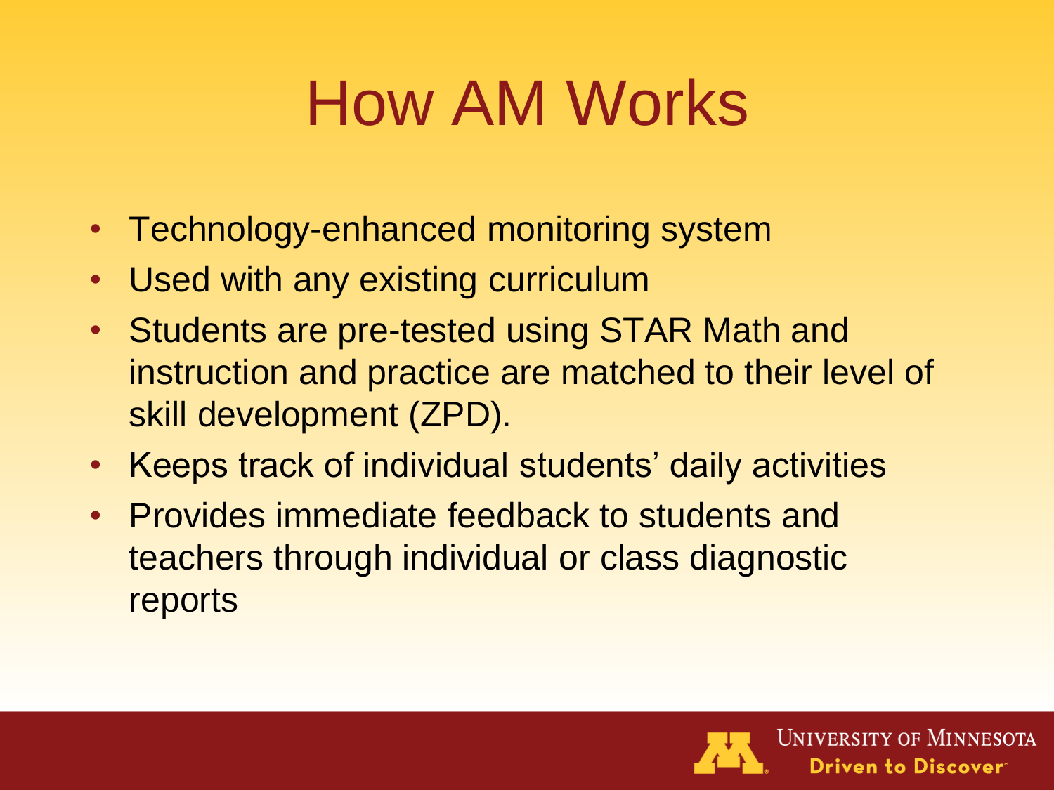# How AM Works

- Technology-enhanced monitoring system
- Used with any existing curriculum
- Students are pre-tested using STAR Math and instruction and practice are matched to their level of skill development (ZPD).
- Keeps track of individual students' daily activities
- Provides immediate feedback to students and teachers through individual or class diagnostic reports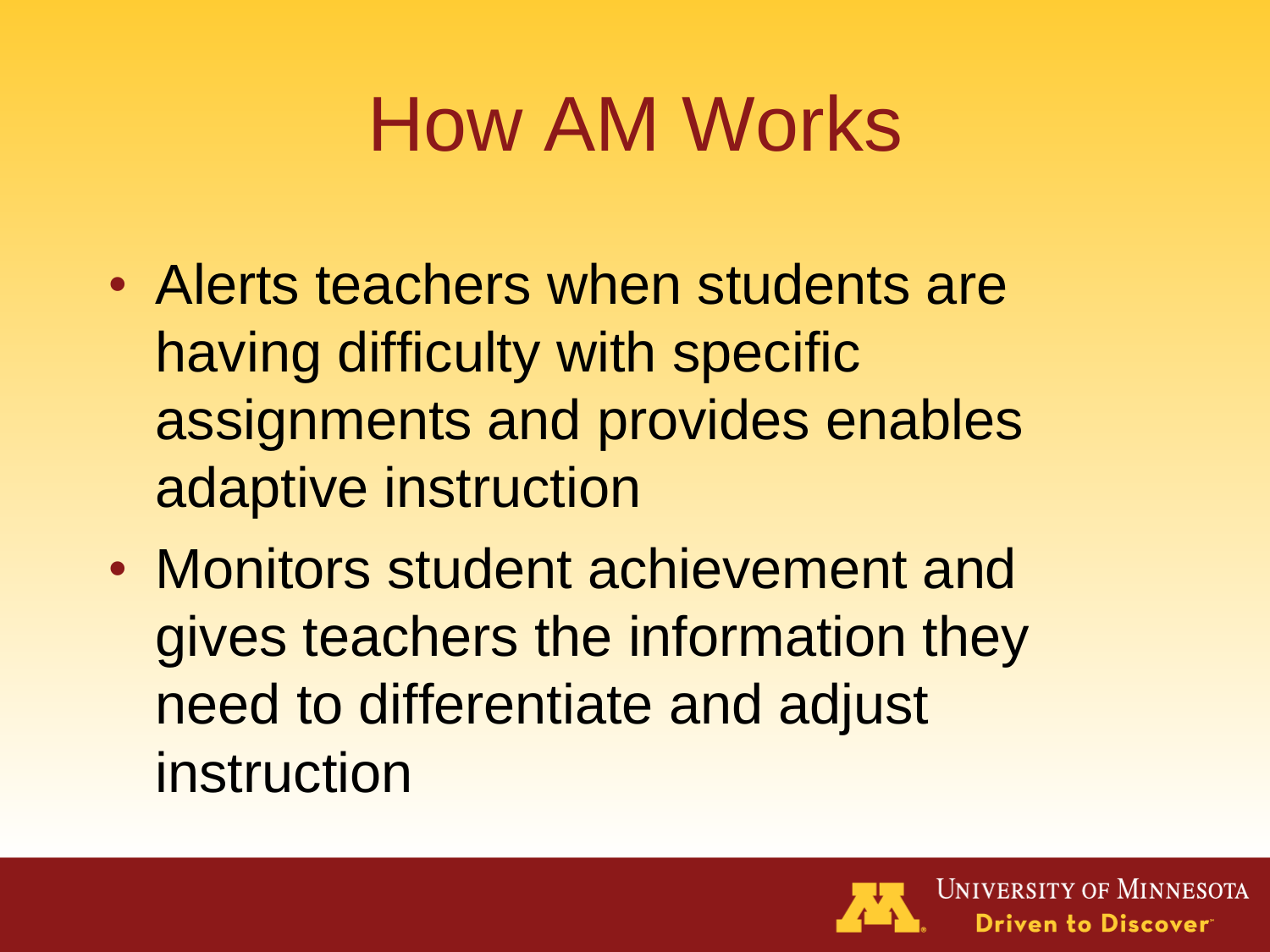# How AM Works

- Alerts teachers when students are having difficulty with specific assignments and provides enables adaptive instruction
- Monitors student achievement and gives teachers the information they need to differentiate and adjust instruction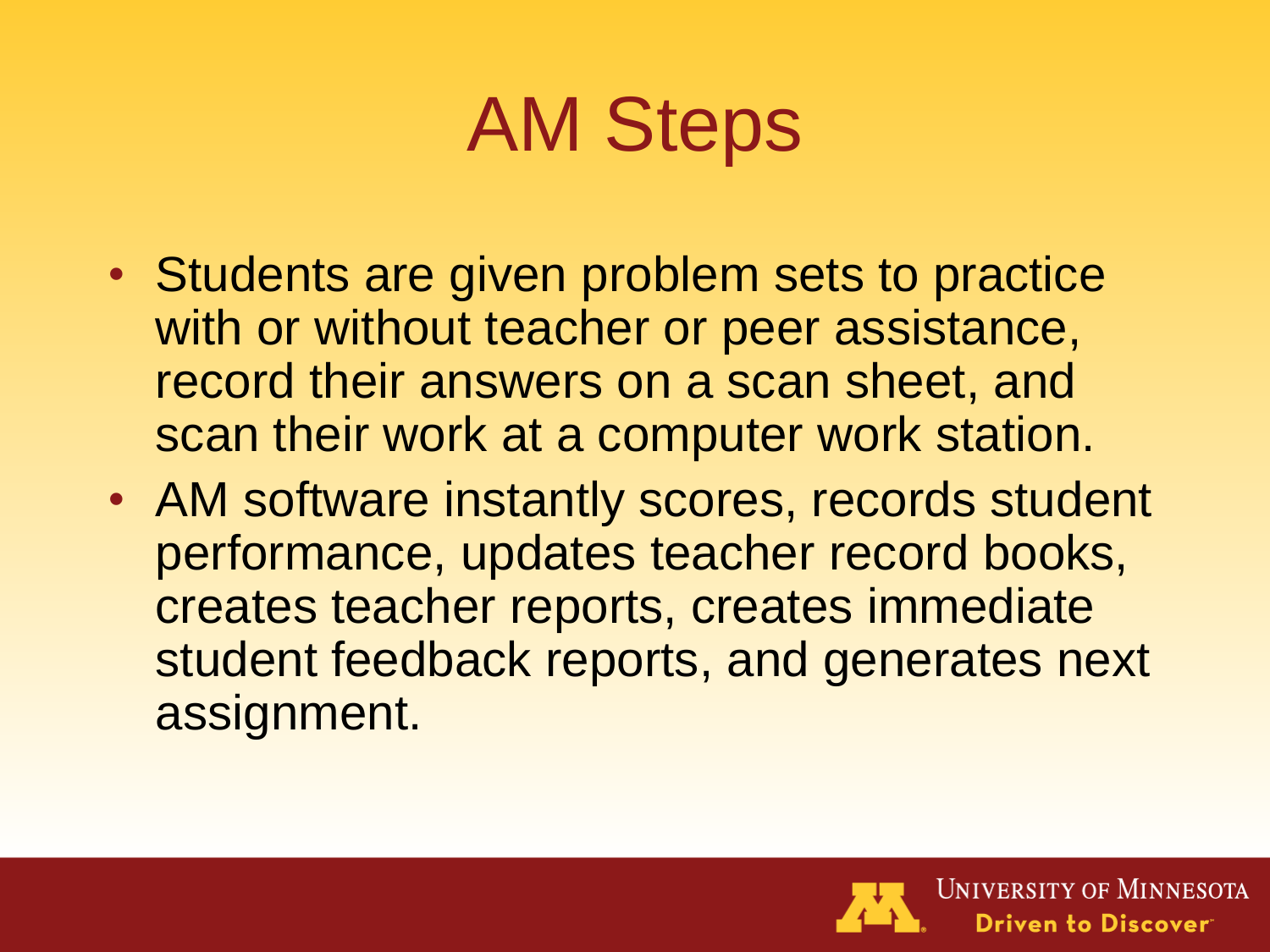# AM Steps

- Students are given problem sets to practice with or without teacher or peer assistance, record their answers on a scan sheet, and scan their work at a computer work station.
- AM software instantly scores, records student performance, updates teacher record books, creates teacher reports, creates immediate student feedback reports, and generates next assignment.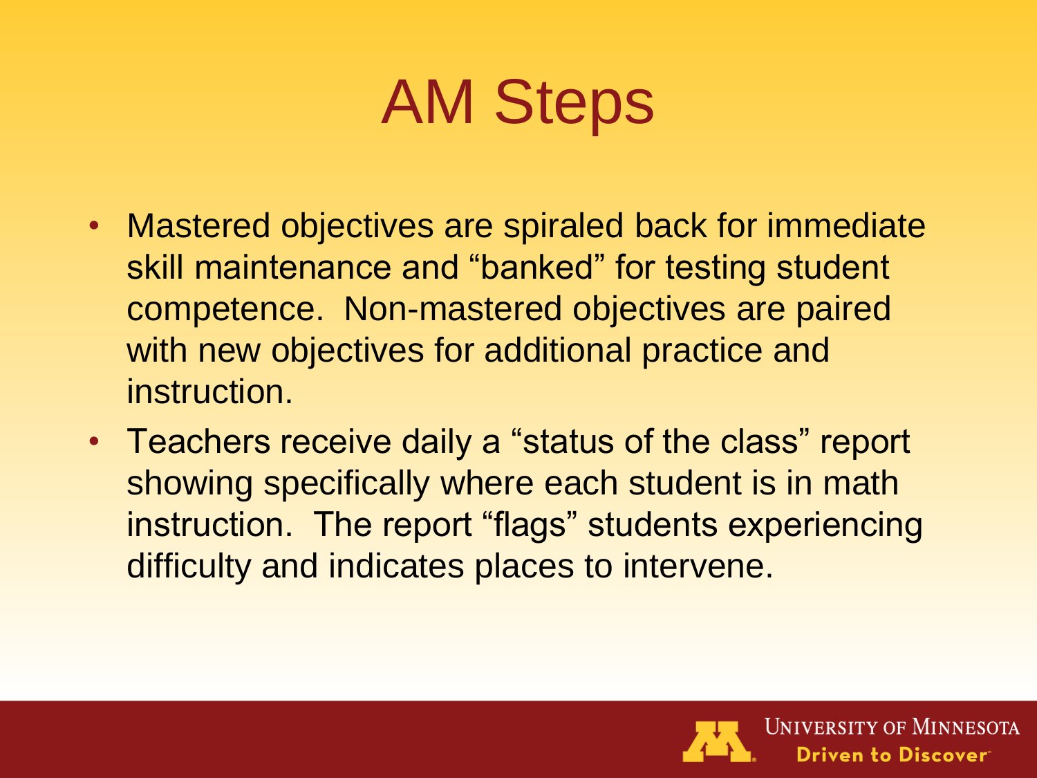# AM Steps

- Mastered objectives are spiraled back for immediate skill maintenance and “banked” for testing student competence. Non-mastered objectives are paired with new objectives for additional practice and instruction.
- Teachers receive daily a “status of the class” report showing specifically where each student is in math instruction. The report “flags” students experiencing difficulty and indicates places to intervene.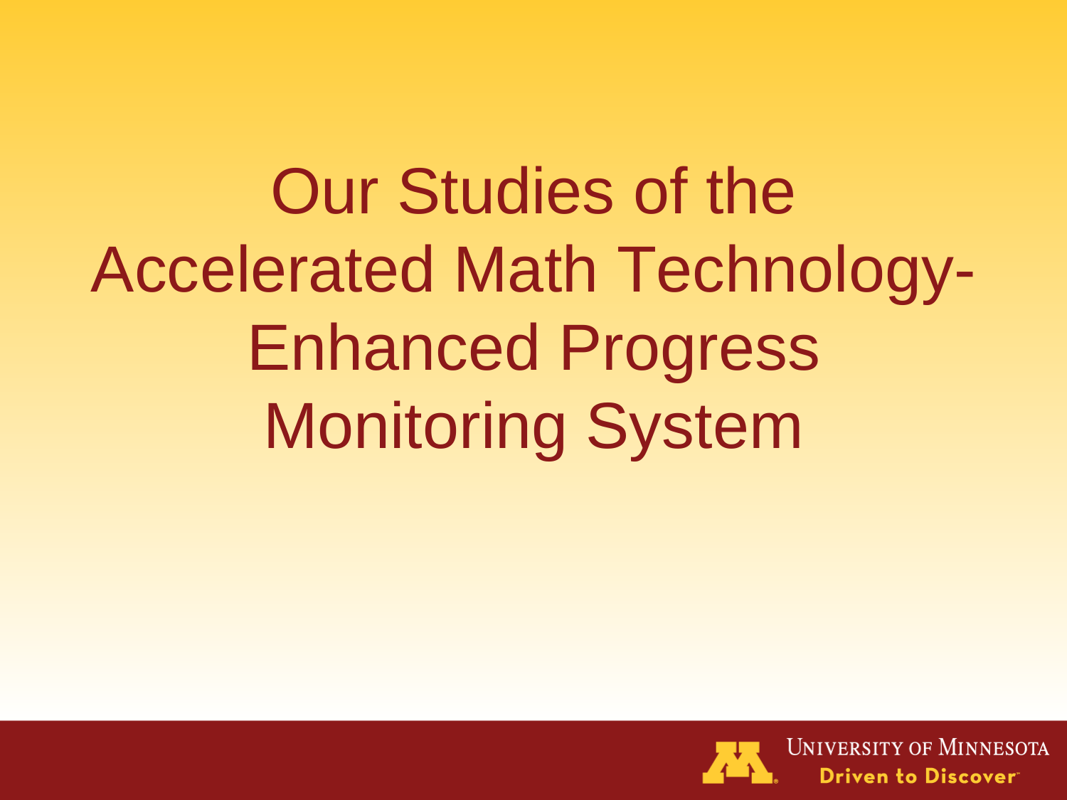# Our Studies of the Accelerated Math Technology-Enhanced Progress Monitoring System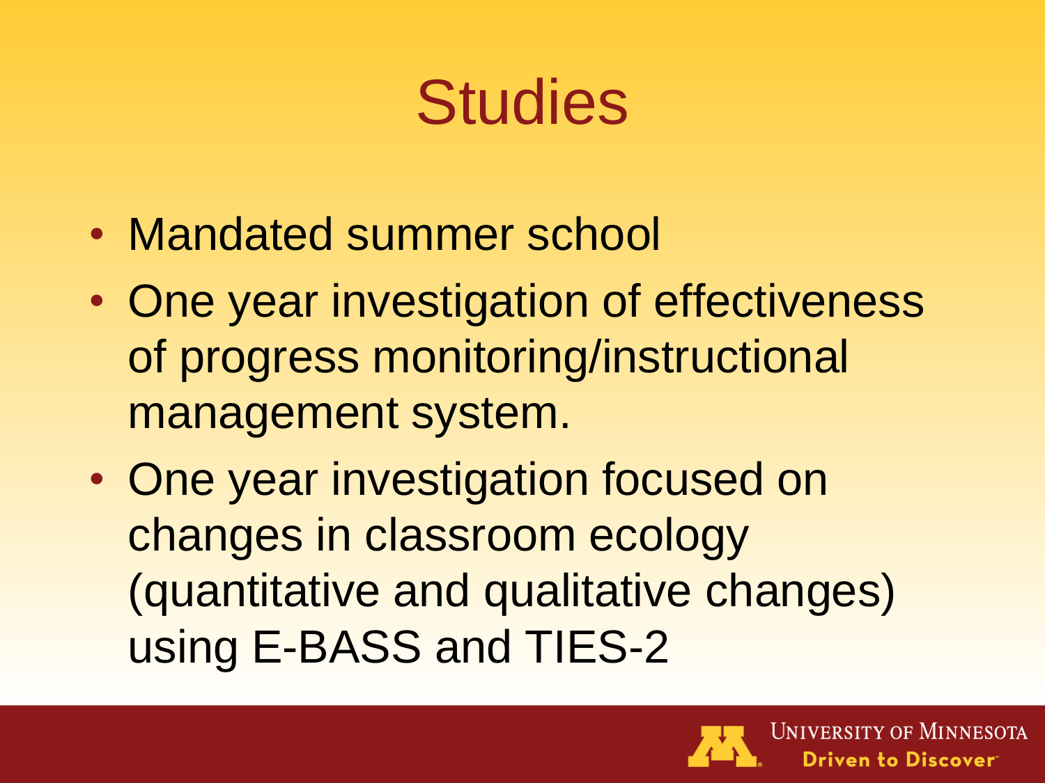# Studies

- Mandated summer school
- One year investigation of effectiveness of progress monitoring/instructional management system.
- One year investigation focused on changes in classroom ecology (quantitative and qualitative changes) using E-BASS and TIES-2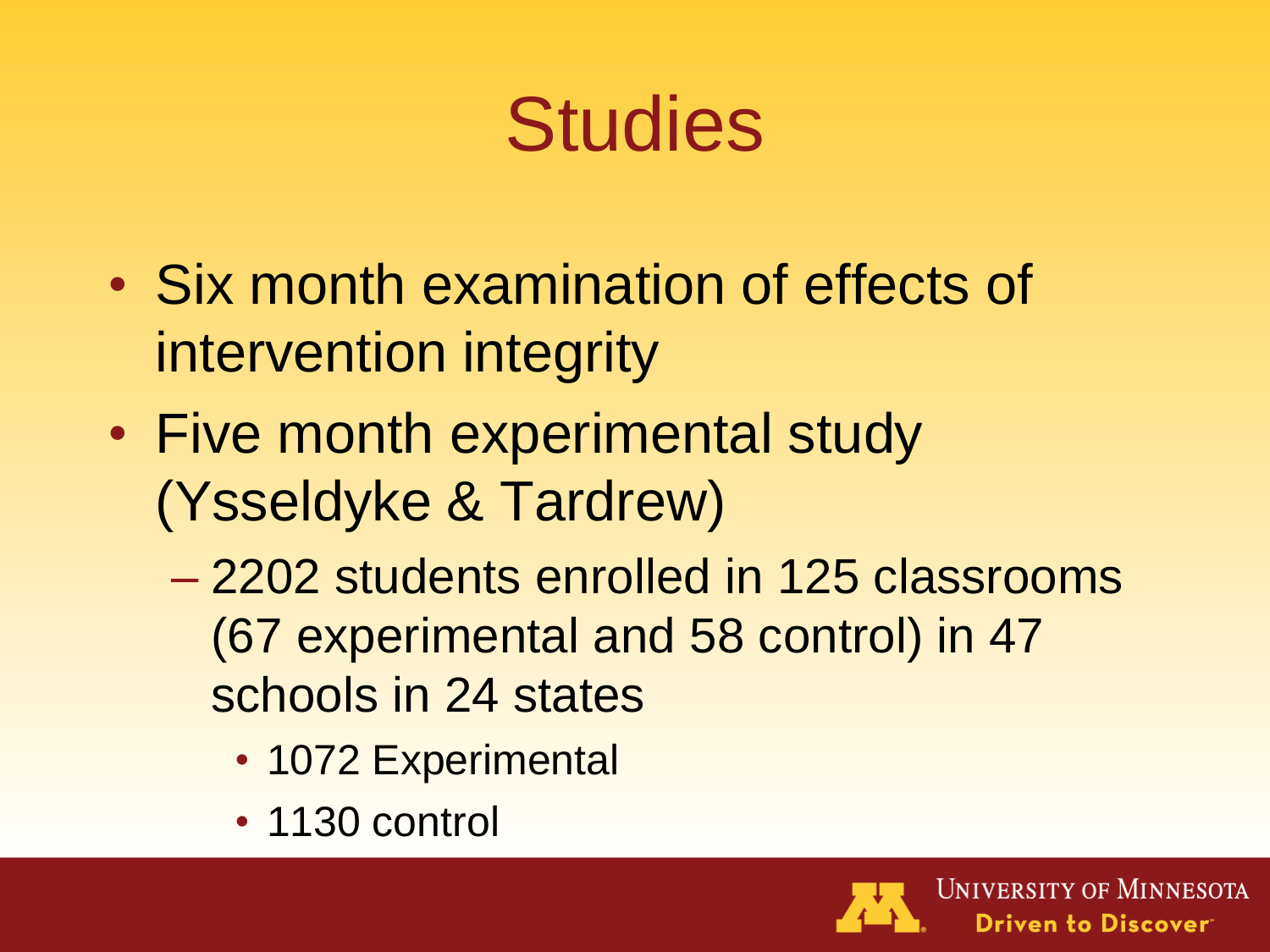# Studies

- Six month examination of effects of intervention integrity
- Five month experimental study (Ysseldyke & Tardrew)
  - 2202 students enrolled in 125 classrooms (67 experimental and 58 control) in 47 schools in 24 states
    - 1072 Experimental
    - 1130 control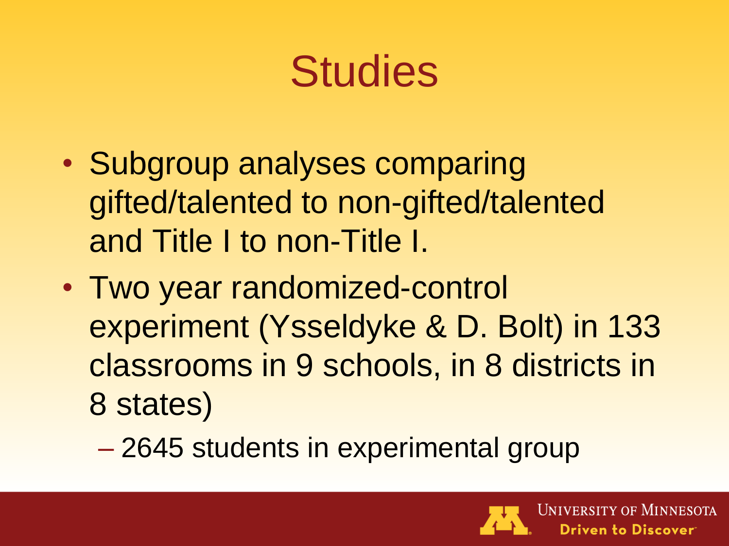# Studies

- Subgroup analyses comparing gifted/talented to non-gifted/talented and Title I to non-Title I.
- Two year randomized-control experiment (Ysseldyke & D. Bolt) in 133 classrooms in 9 schools, in 8 districts in 8 states)
  - 2645 students in experimental group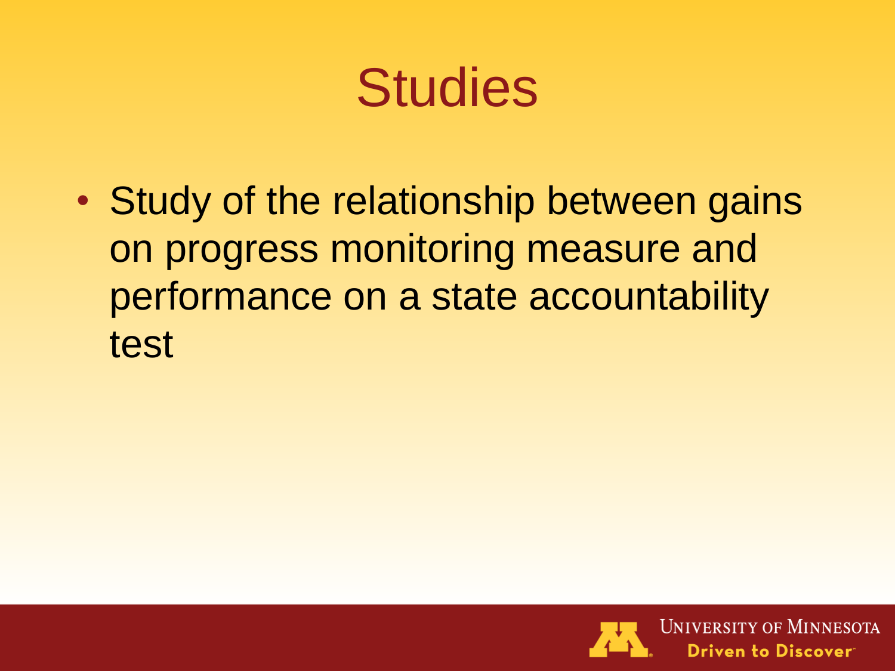# Studies

- Study of the relationship between gains on progress monitoring measure and performance on a state accountability test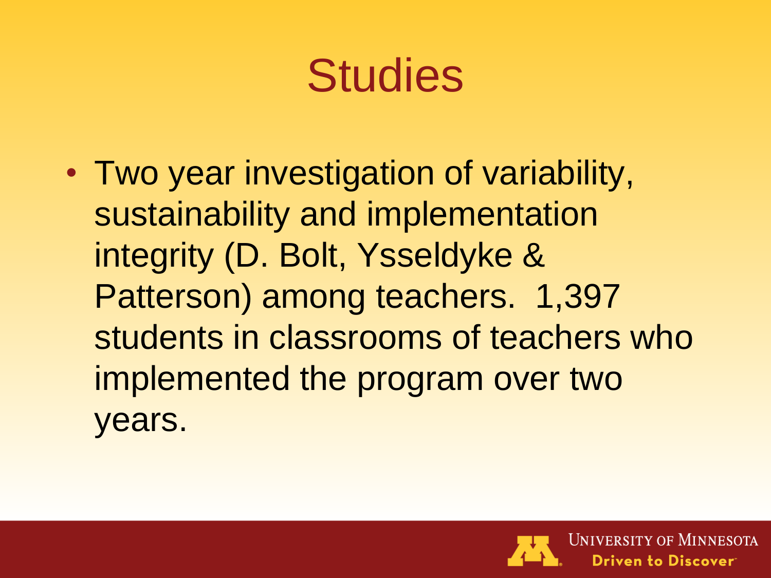# Studies

- Two year investigation of variability, sustainability and implementation integrity (D. Bolt, Ysseldyke & Patterson) among teachers. 1,397 students in classrooms of teachers who implemented the program over two years.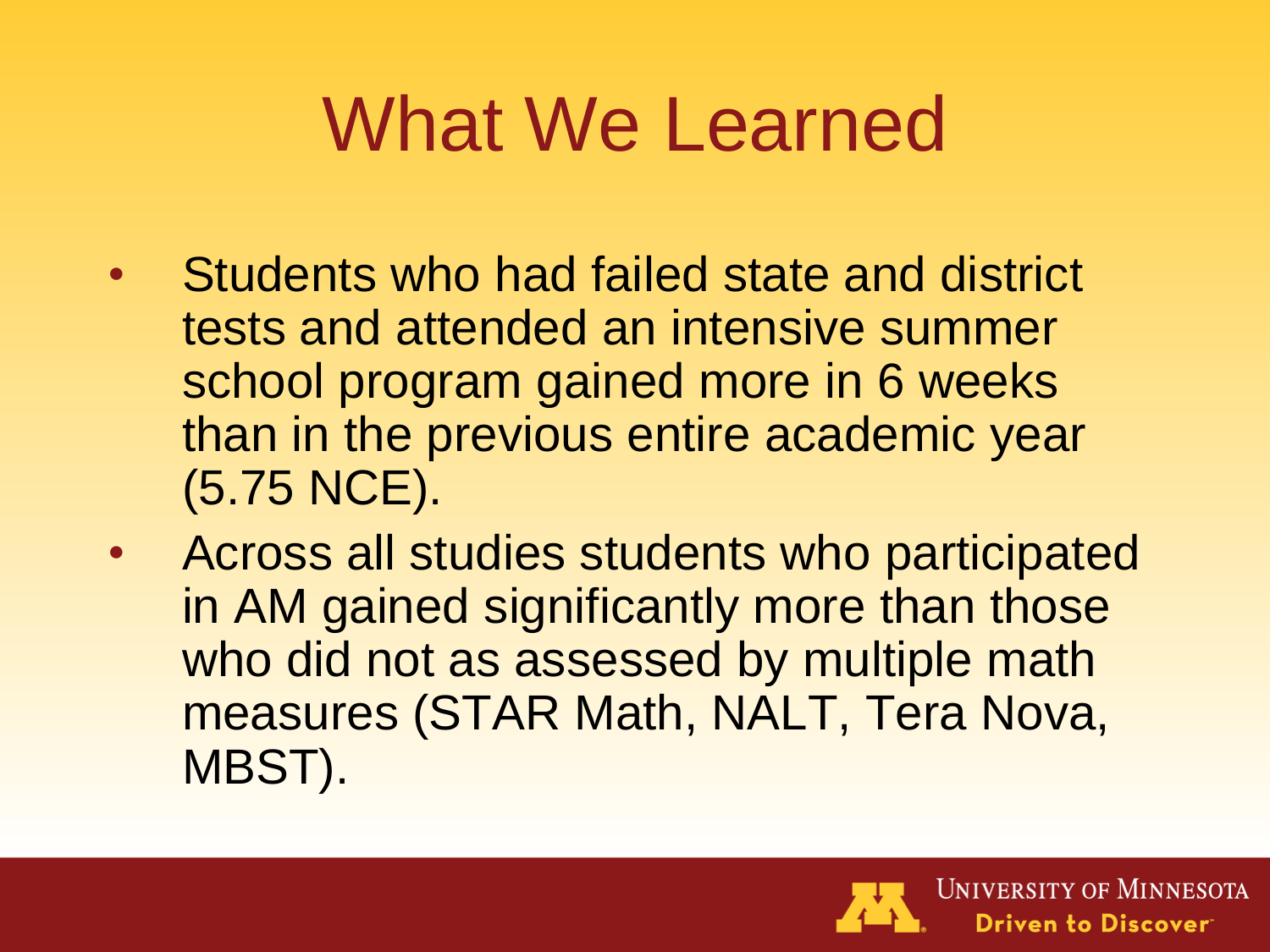# What We Learned

- Students who had failed state and district tests and attended an intensive summer school program gained more in 6 weeks than in the previous entire academic year (5.75 NCE).
- Across all studies students who participated in AM gained significantly more than those who did not as assessed by multiple math measures (STAR Math, NALT, Tera Nova, MBST).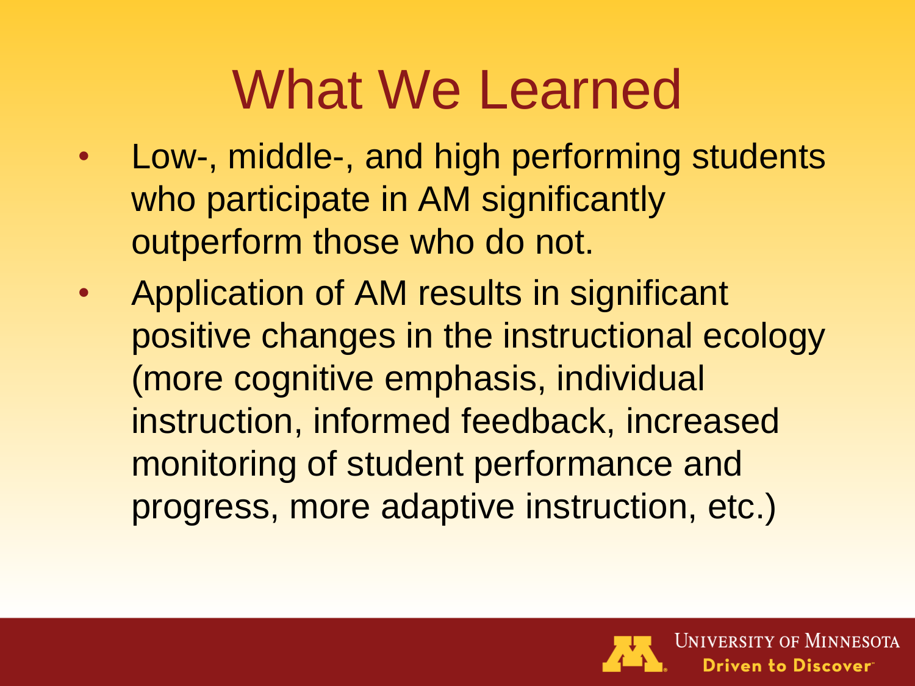# What We Learned

- Low-, middle-, and high performing students who participate in AM significantly outperform those who do not.
- Application of AM results in significant positive changes in the instructional ecology (more cognitive emphasis, individual instruction, informed feedback, increased monitoring of student performance and progress, more adaptive instruction, etc.)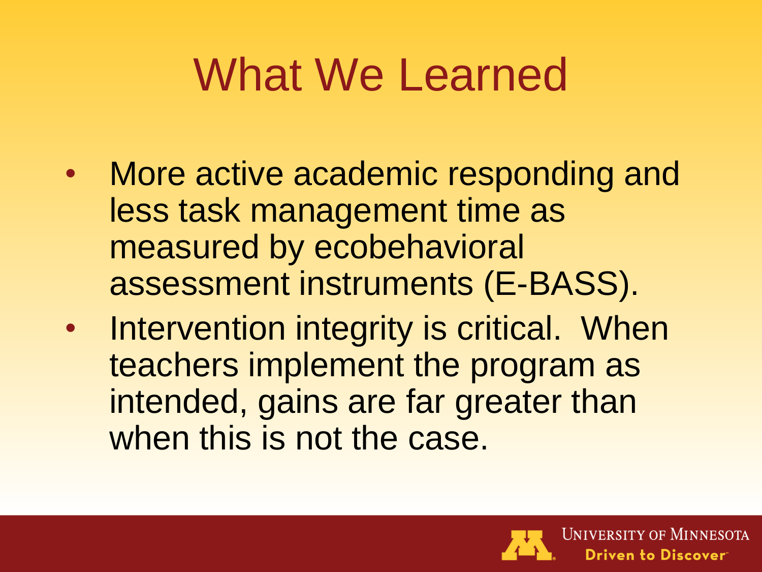# What We Learned

- More active academic responding and less task management time as measured by ecobehavioral assessment instruments (E-BASS).
- Intervention integrity is critical. When teachers implement the program as intended, gains are far greater than when this is not the case.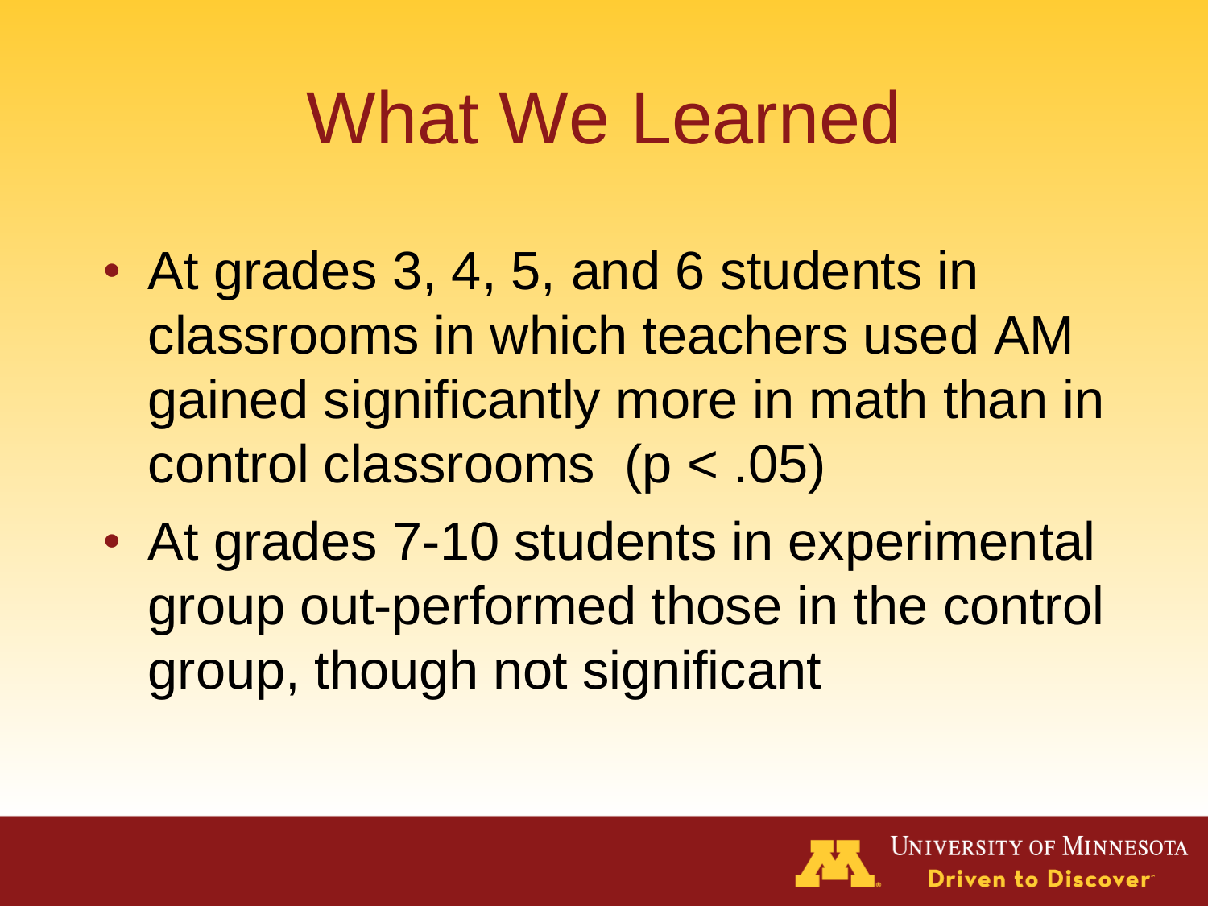# What We Learned

- At grades 3, 4, 5, and 6 students in classrooms in which teachers used AM gained significantly more in math than in control classrooms ($p < .05$)
- At grades 7-10 students in experimental group out-performed those in the control group, though not significant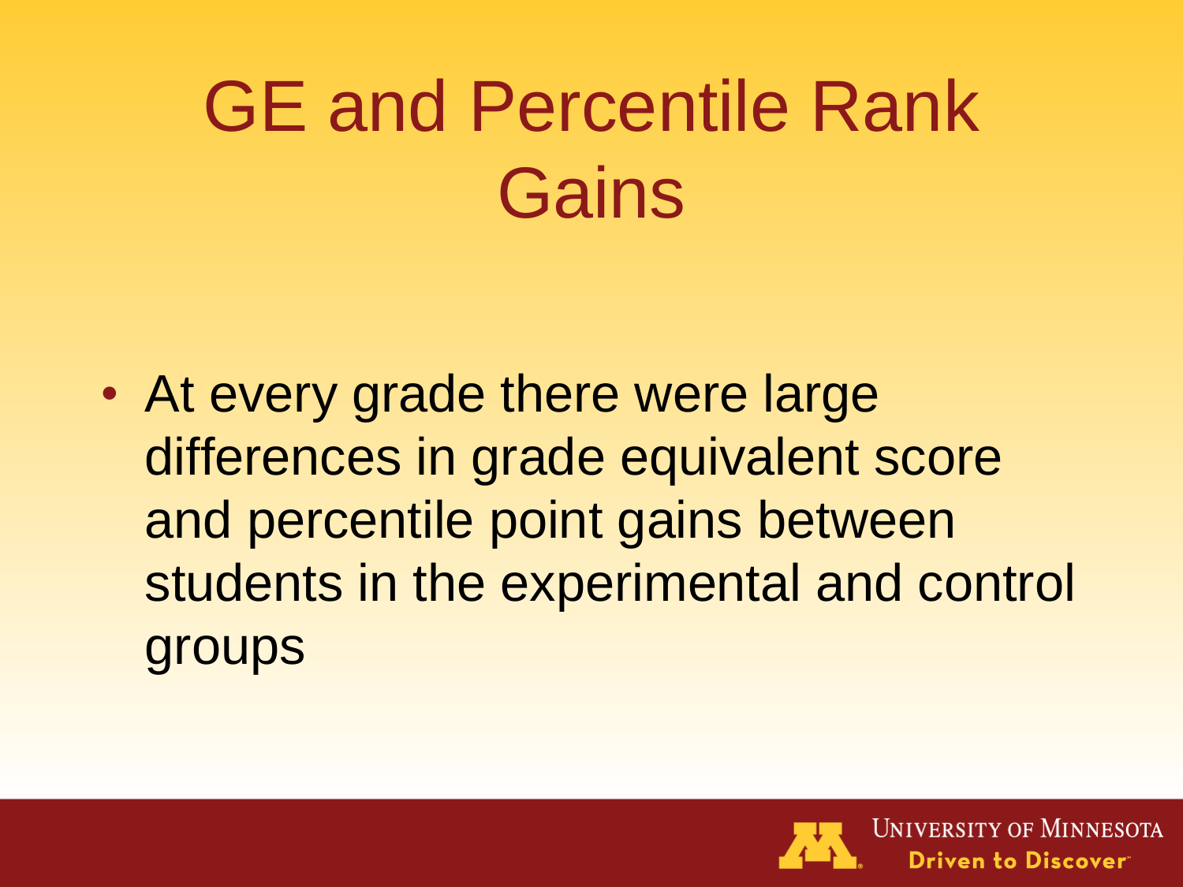# GE and Percentile Rank Gains

- At every grade there were large differences in grade equivalent score and percentile point gains between students in the experimental and control groups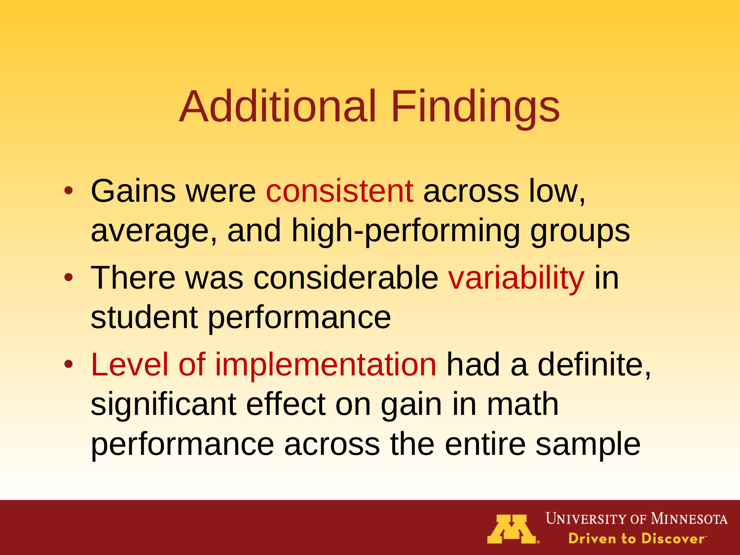# Additional Findings

- Gains were consistent across low, average, and high-performing groups
- There was considerable variability in student performance
- Level of implementation had a definite, significant effect on gain in math performance across the entire sample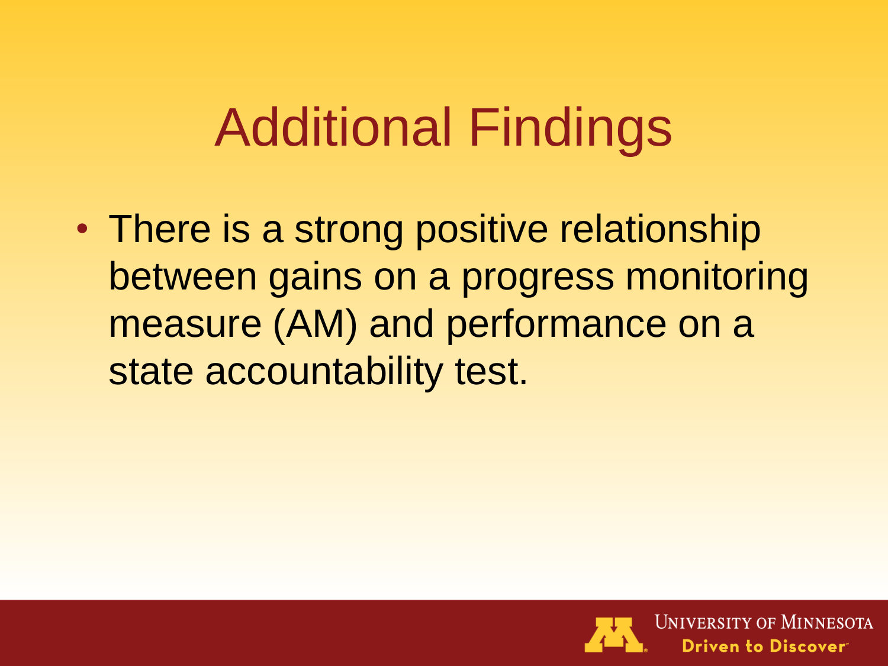# Additional Findings

- There is a strong positive relationship between gains on a progress monitoring measure (AM) and performance on a state accountability test.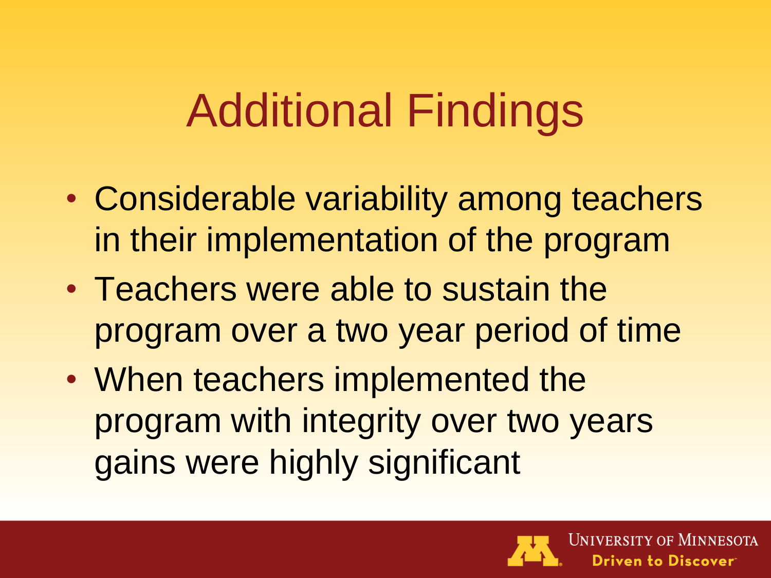# Additional Findings

- Considerable variability among teachers in their implementation of the program
- Teachers were able to sustain the program over a two year period of time
- When teachers implemented the program with integrity over two years gains were highly significant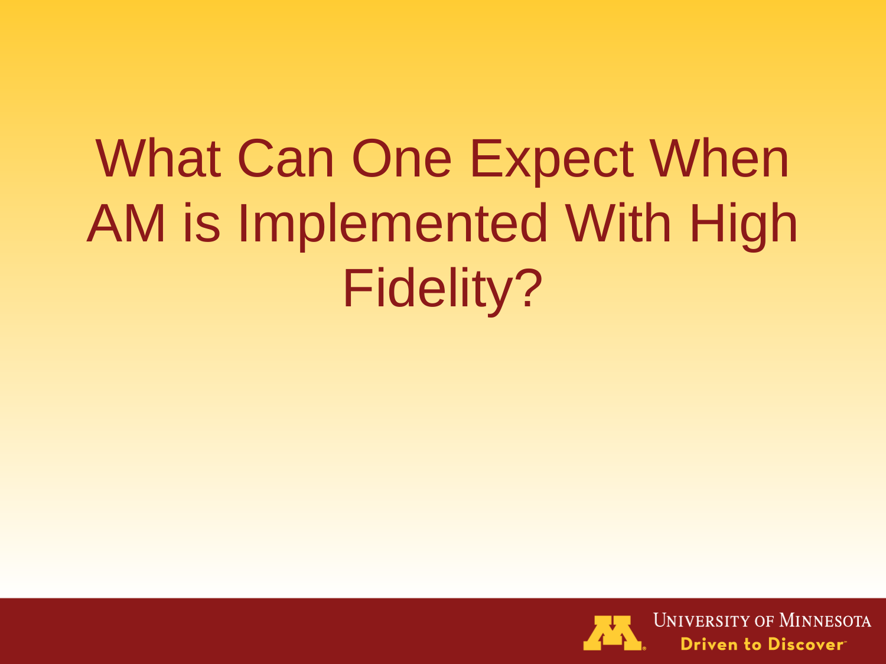# What Can One Expect When AM is Implemented With High Fidelity?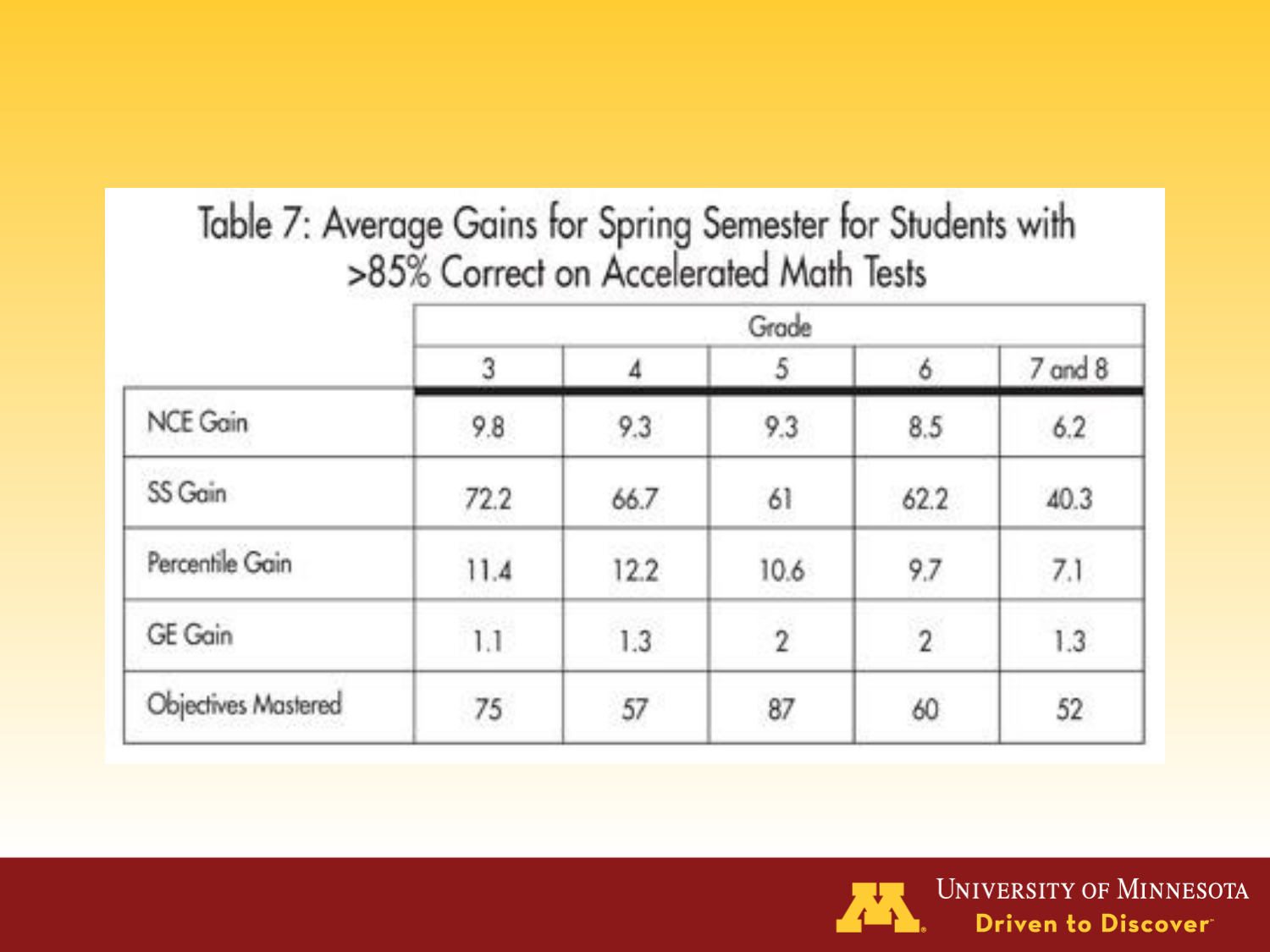Table 7: Average Gains for Spring Semester for Students with >85% Correct on Accelerated Math Tests

| | Grade | | | | |
|---|---|---|---|---|---|
| | 3 | 4 | 5 | 6 | 7 and 8 |
| NCE Gain | 9.8 | 9.3 | 9.3 | 8.5 | 6.2 |
| SS Gain | 72.2 | 66.7 | 61 | 62.2 | 40.3 |
| Percentile Gain | 11.4 | 12.2 | 10.6 | 9.7 | 7.1 |
| GE Gain | 1.1 | 1.3 | 2 | 2 | 1.3 |
| Objectives Mastered | 75 | 57 | 87 | 60 | 52 |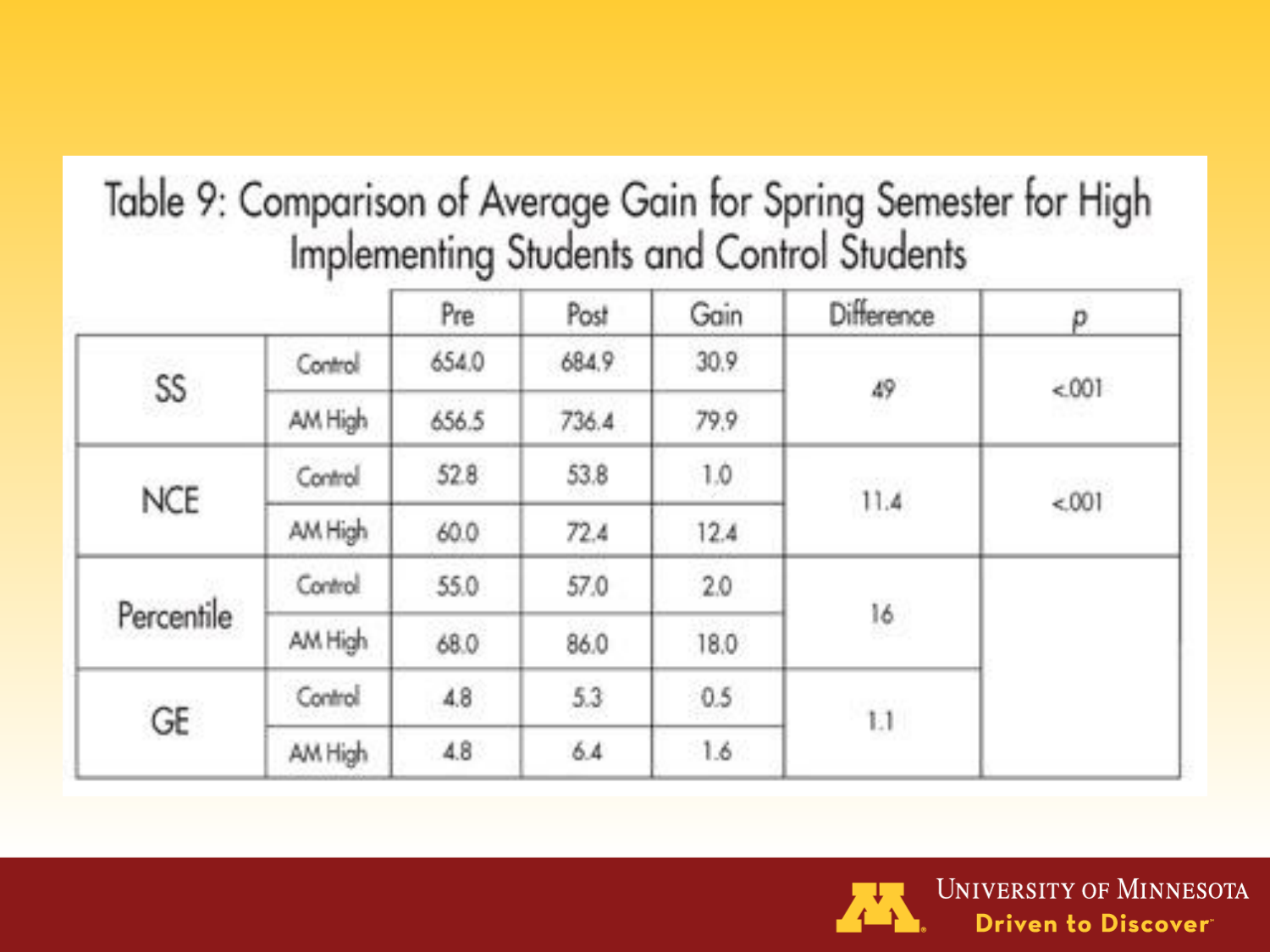Table 9: Comparison of Average Gain for Spring Semester for High Implementing Students and Control Students

| | | Pre | Post | Gain | Difference | p |
|---|---|---|---|---|---|---|
| SS | Control | 654.0 | 684.9 | 30.9 | 49 | <.001 |
| | AM High | 656.5 | 736.4 | 79.9 | | |
| NCE | Control | 52.8 | 53.8 | 1.0 | 11.4 | <.001 |
| | AM High | 60.0 | 72.4 | 12.4 | | |
| Percentile | Control | 55.0 | 57.0 | 2.0 | 16 | |
| | AM High | 68.0 | 86.0 | 18.0 | | |
| GE | Control | 4.8 | 5.3 | 0.5 | 1.1 | |
| | AM High | 4.8 | 6.4 | 1.6 | | |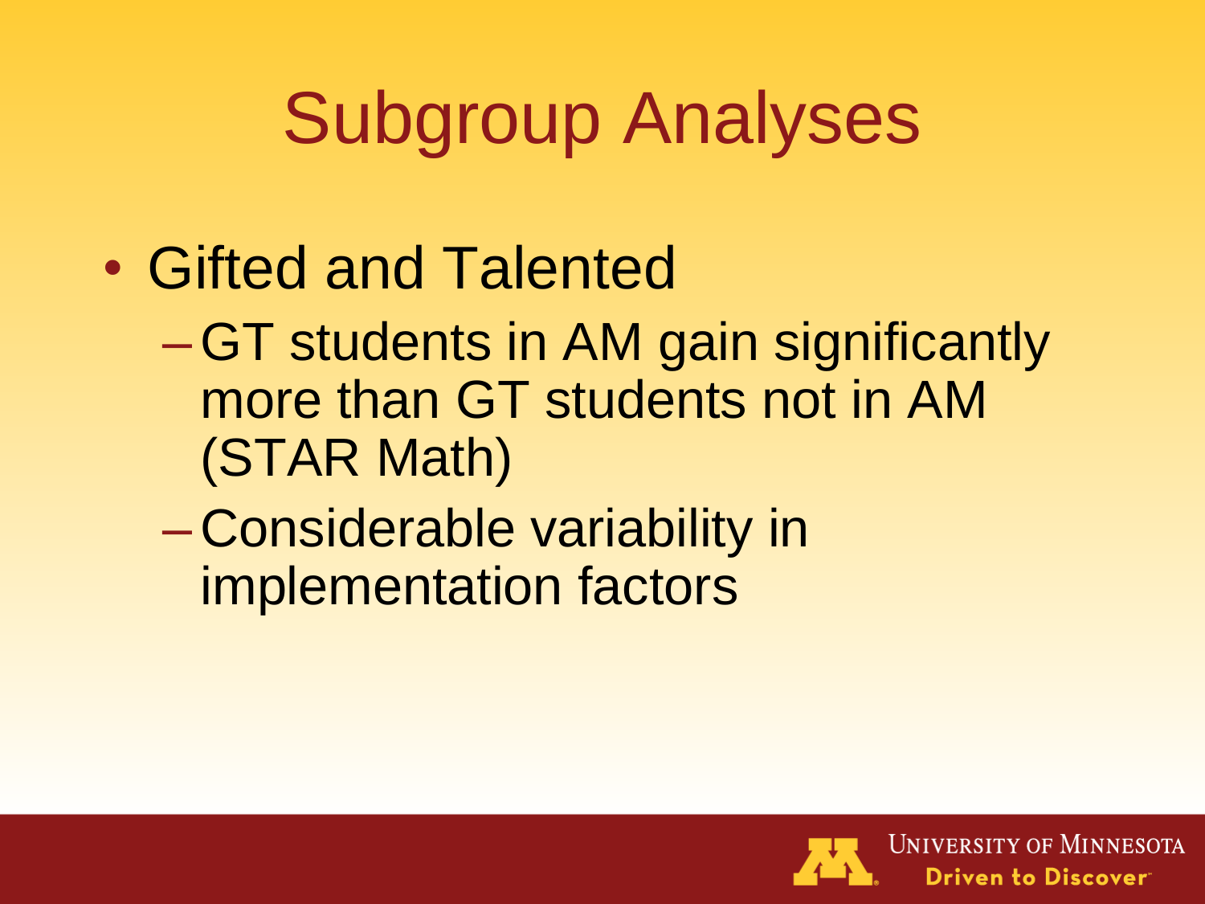# Subgroup Analyses

- Gifted and Talented
  - GT students in AM gain significantly more than GT students not in AM (STAR Math)
  - Considerable variability in implementation factors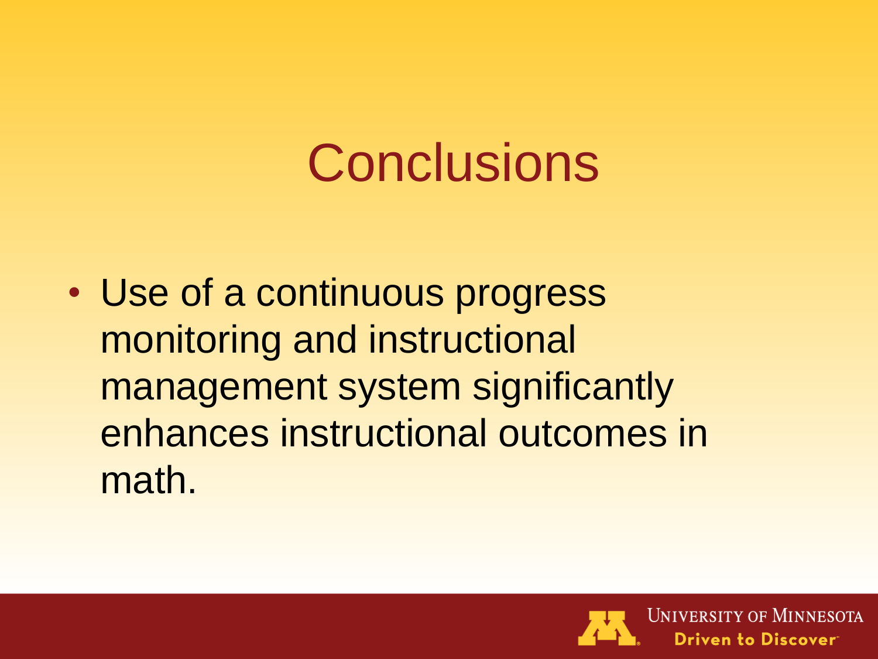# Conclusions

- Use of a continuous progress monitoring and instructional management system significantly enhances instructional outcomes in math.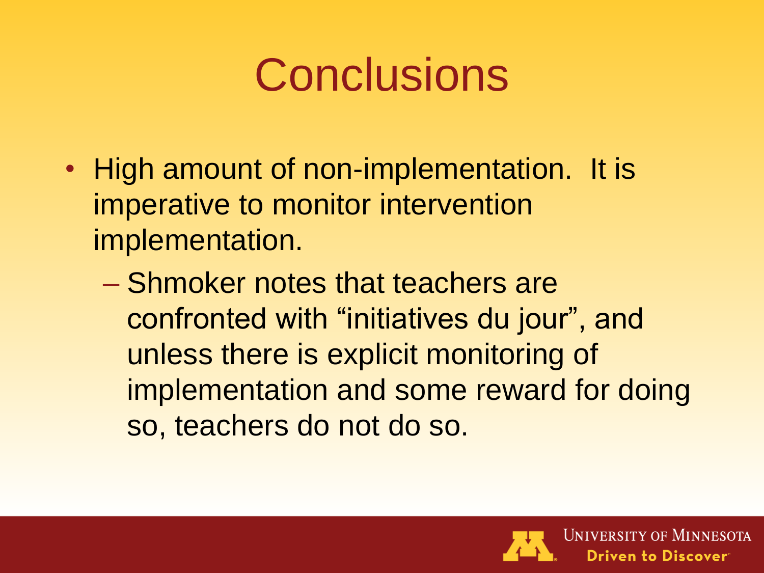# Conclusions

- High amount of non-implementation. It is imperative to monitor intervention implementation.
  - Shmoker notes that teachers are confronted with "initiatives du jour", and unless there is explicit monitoring of implementation and some reward for doing so, teachers do not do so.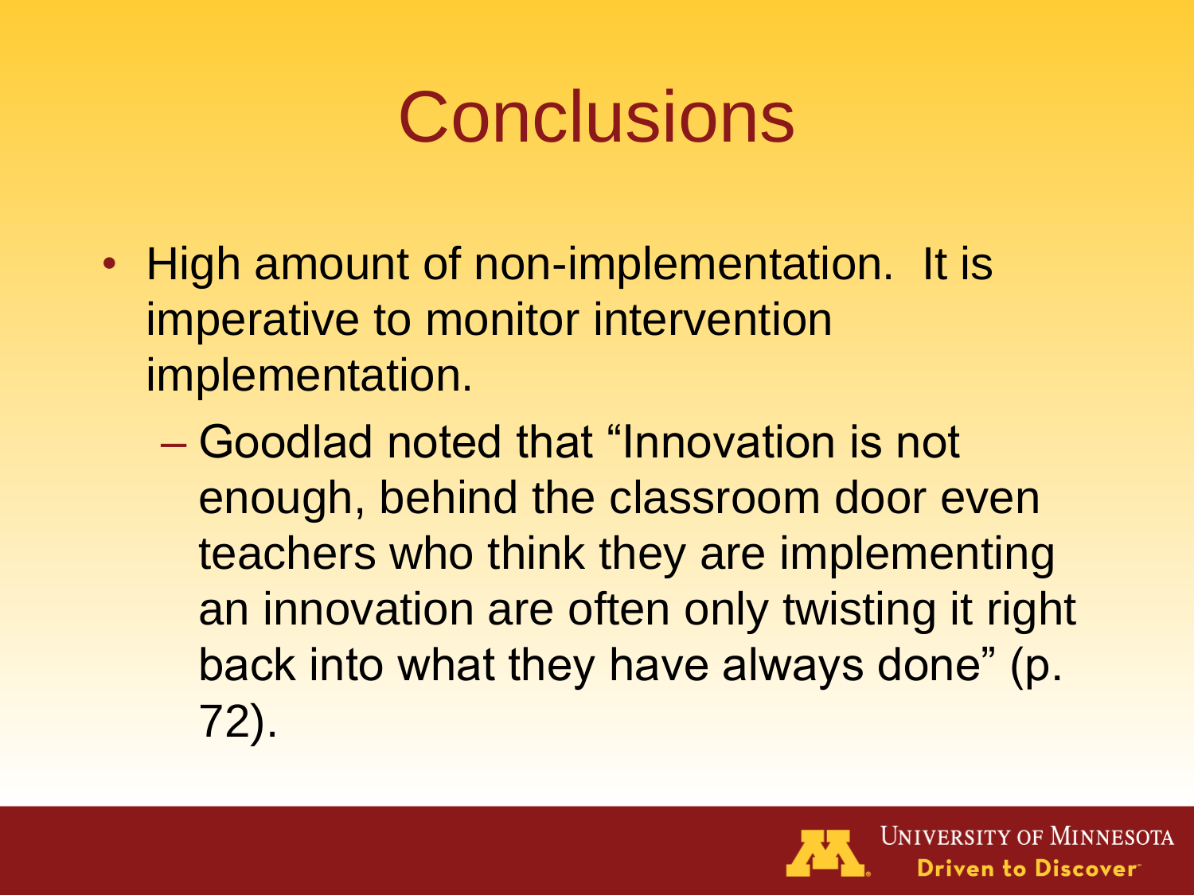# Conclusions

- High amount of non-implementation. It is imperative to monitor intervention implementation.
  - Goodlad noted that "Innovation is not enough, behind the classroom door even teachers who think they are implementing an innovation are often only twisting it right back into what they have always done" (p. 72).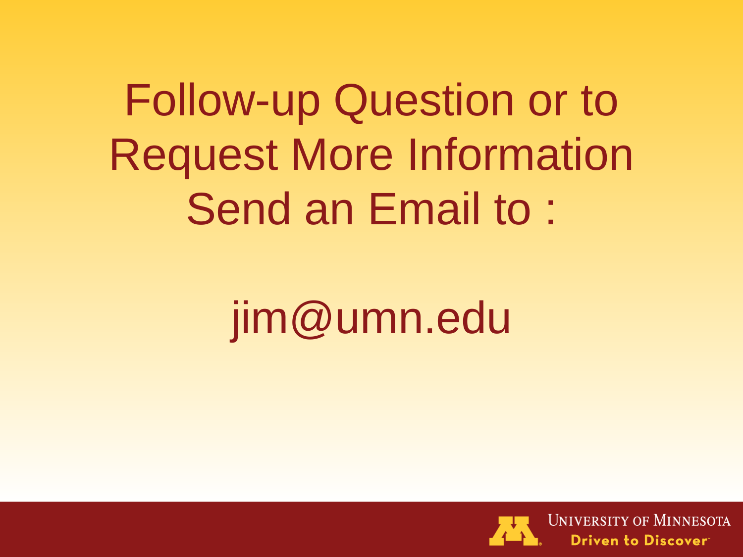# Follow-up Question or to Request More Information Send an Email to :

jim@umn.edu